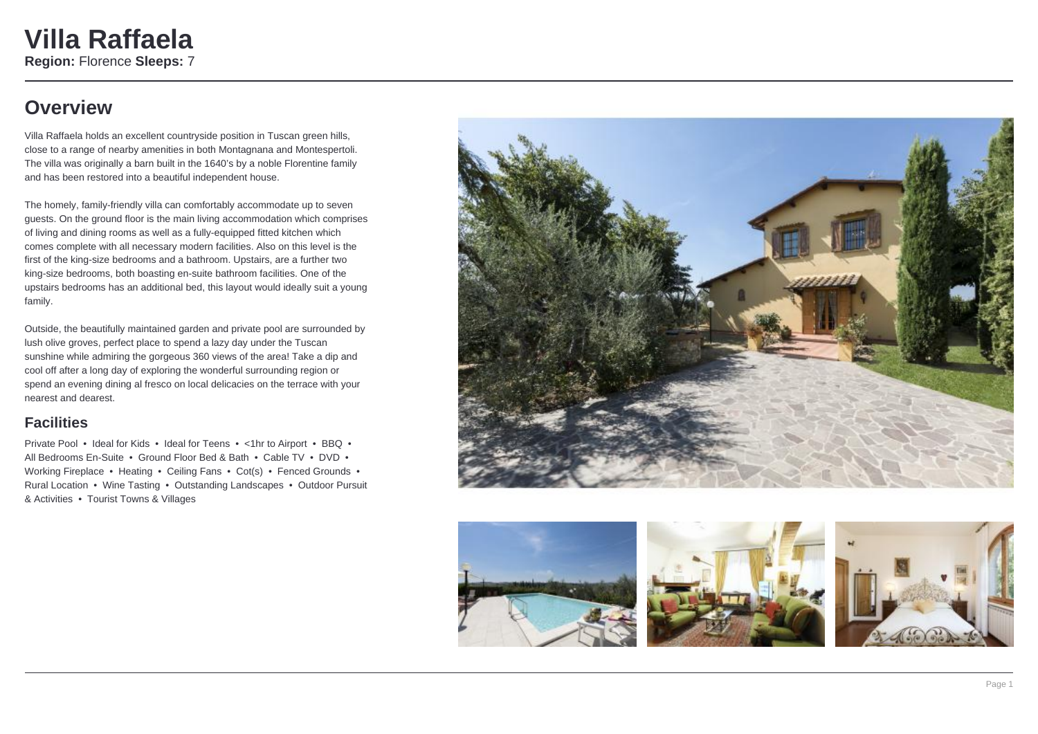# Villa Raffaela

**Region:** Florence **Sleeps:** 7

## Overview

Villa Raffaela holds an excellent countryside position in Tuscan green hills, close to a range of nearby amenities in both Montagnana and Montespertoli. The villa was originally a barn built in the 1640's by a noble Florentine family and has been restored into a beautiful independent house.

The homely, family-friendly villa can comfortably accommodate up to seven guests. On the ground floor is the main living accommodation which comprises of living and dining rooms as well as a fully-equipped fitted kitchen which comes complete with all necessary modern facilities. Also on this level is the first of the king-size bedrooms and a bathroom. Upstairs, are a further two king-size bedrooms, both boasting en-suite bathroom facilities. One of the upstairs bedrooms has an additional bed, this layout would ideally suit a young family.

Outside, the beautifully maintained garden and private pool are surrounded by lush olive groves, perfect place to spend a lazy day under the Tuscan sunshine while admiring the gorgeous 360 views of the area! Take a dip and cool off after a long day of exploring the wonderful surrounding region or spend an evening dining al fresco on local delicacies on the terrace with your nearest and dearest.

### Facilities

Private Pool • Ideal for Kids • Ideal for Teens • <1hr to Airport • BBQ • All Bedrooms En-Suite • Ground Floor Bed & Bath • Cable TV • DVD • Working Fireplace • Heating • Ceiling Fans • Cot(s) • Fenced Grounds • Rural Location • Wine Tasting • Outstanding Landscapes • Outdoor Pursuit & Activities • Tourist Towns & Villages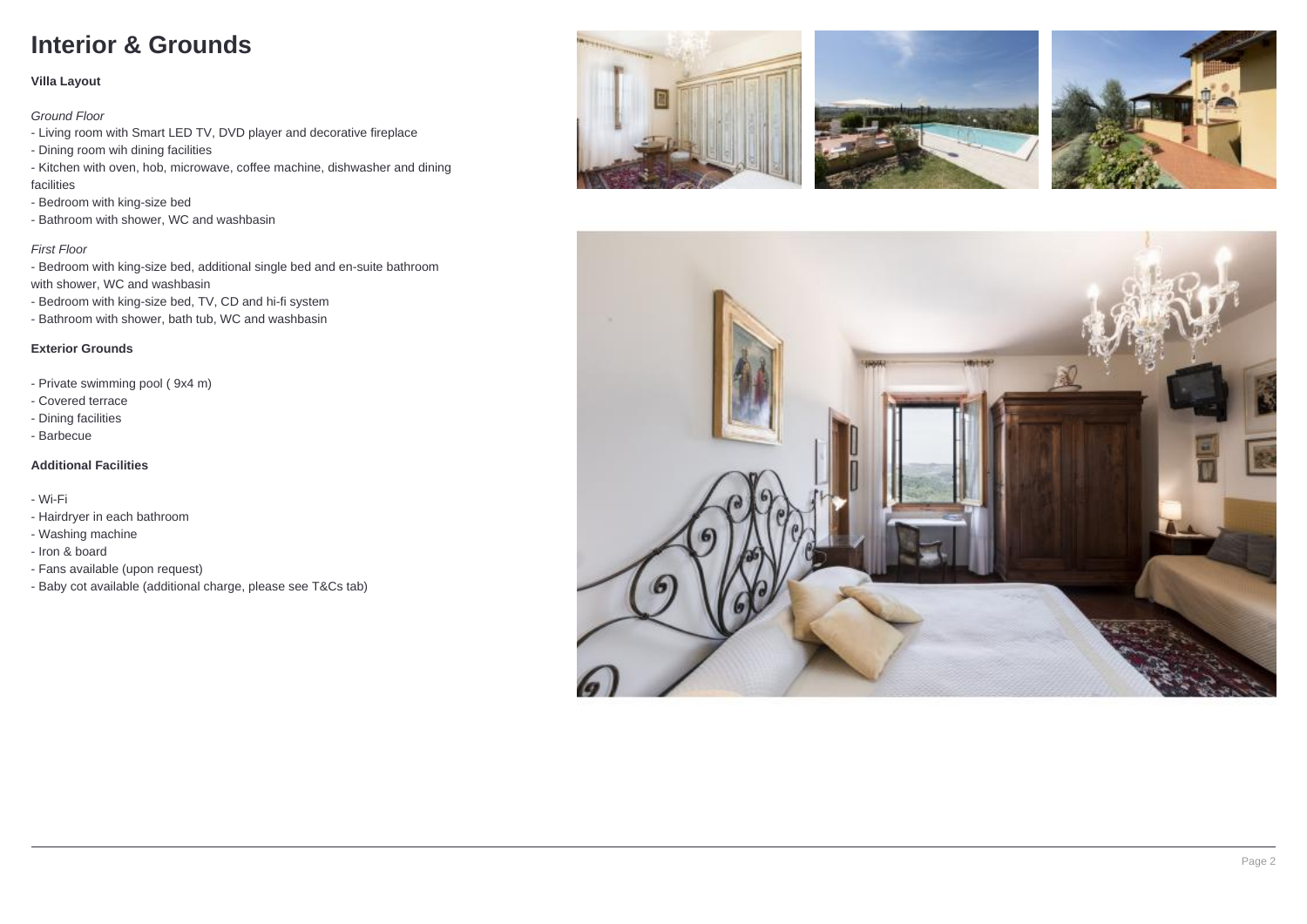# Interior & Grounds

**Villa Layout**

*Ground Floor*

- Living room with Smart LED TV, DVD player and decorative fireplace
- Dining room wih dining facilities
- Kitchen with oven, hob, microwave, coffee machine, dishwasher and dining facilities
- Bedroom with king-size bed
- Bathroom with shower, WC and washbasin

*First Floor*

- Bedroom with king-size bed, additional single bed and en-suite bathroom with shower, WC and washbasin
- Bedroom with king-size bed, TV, CD and hi-fi system
- Bathroom with shower, bath tub, WC and washbasin

**Exterior Grounds**

- Private swimming pool ( 9x4 m)
- Covered terrace
- Dining facilities
- Barbecue

**Additional Facilities**

- Wi-Fi
- Hairdryer in each bathroom
- Washing machine
- Iron & board
- Fans available (upon request)
- Baby cot available (additional charge, please see T&Cs tab)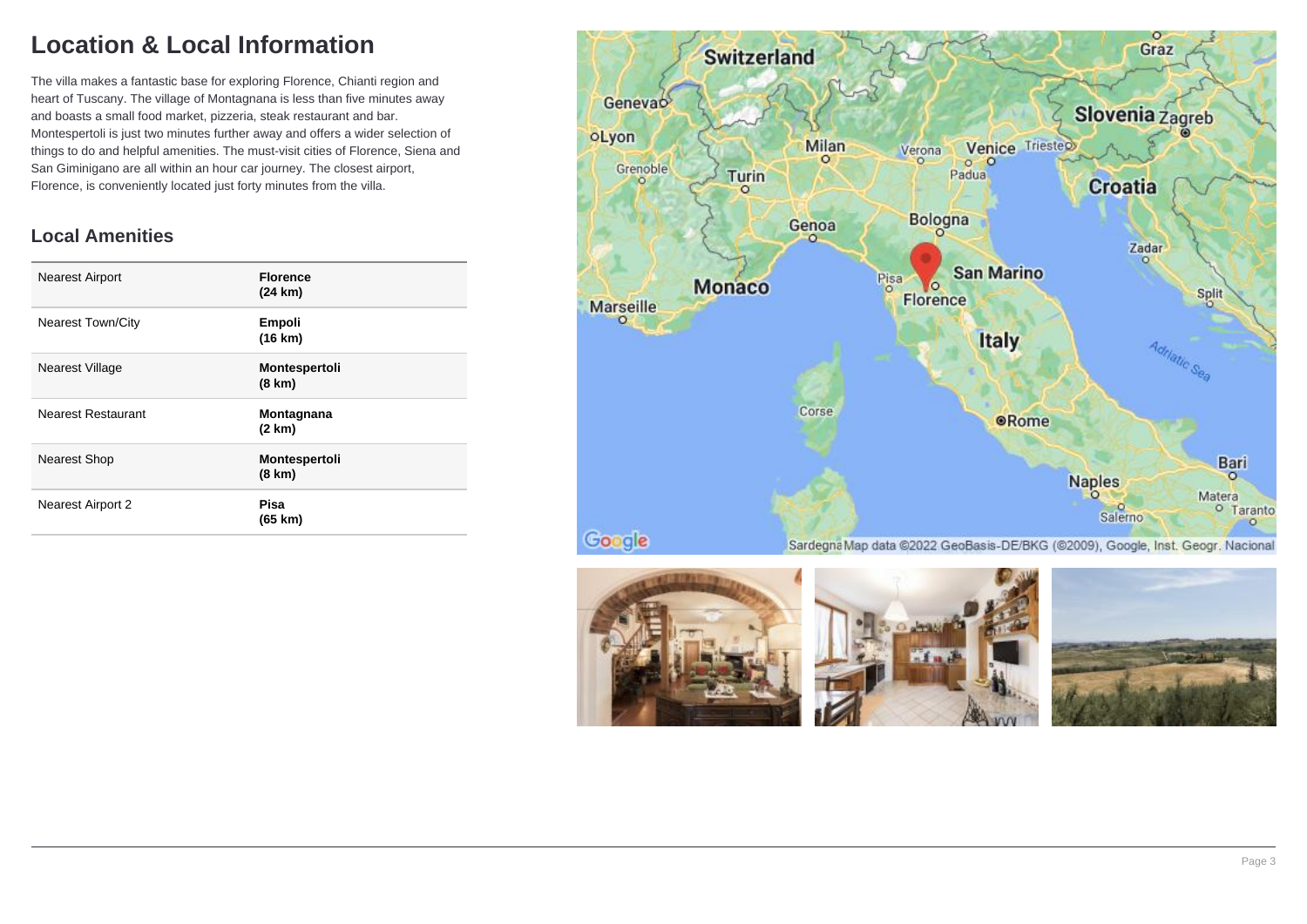# Location & Local Information

The villa makes a fantastic base for exploring Florence, Chianti region and heart of Tuscany. The village of Montagnana is less than five minutes away and boasts a small food market, pizzeria, steak restaurant and bar. Montespertoli is just two minutes further away and offers a wider selection of things to do and helpful amenities. The must-visit cities of Florence, Siena and San Giminigano are all within an hour car journey. The closest airport, Florence, is conveniently located just forty minutes from the villa.

## Local Amenities

| | |
|---|---|
| Nearest Airport | **Florence (24 km)** |
| Nearest Town/City | **Empoli (16 km)** |
| Nearest Village | **Montespertoli (8 km)** |
| Nearest Restaurant | **Montagnana (2 km)** |
| Nearest Shop | **Montespertoli (8 km)** |
| Nearest Airport 2 | **Pisa (65 km)** |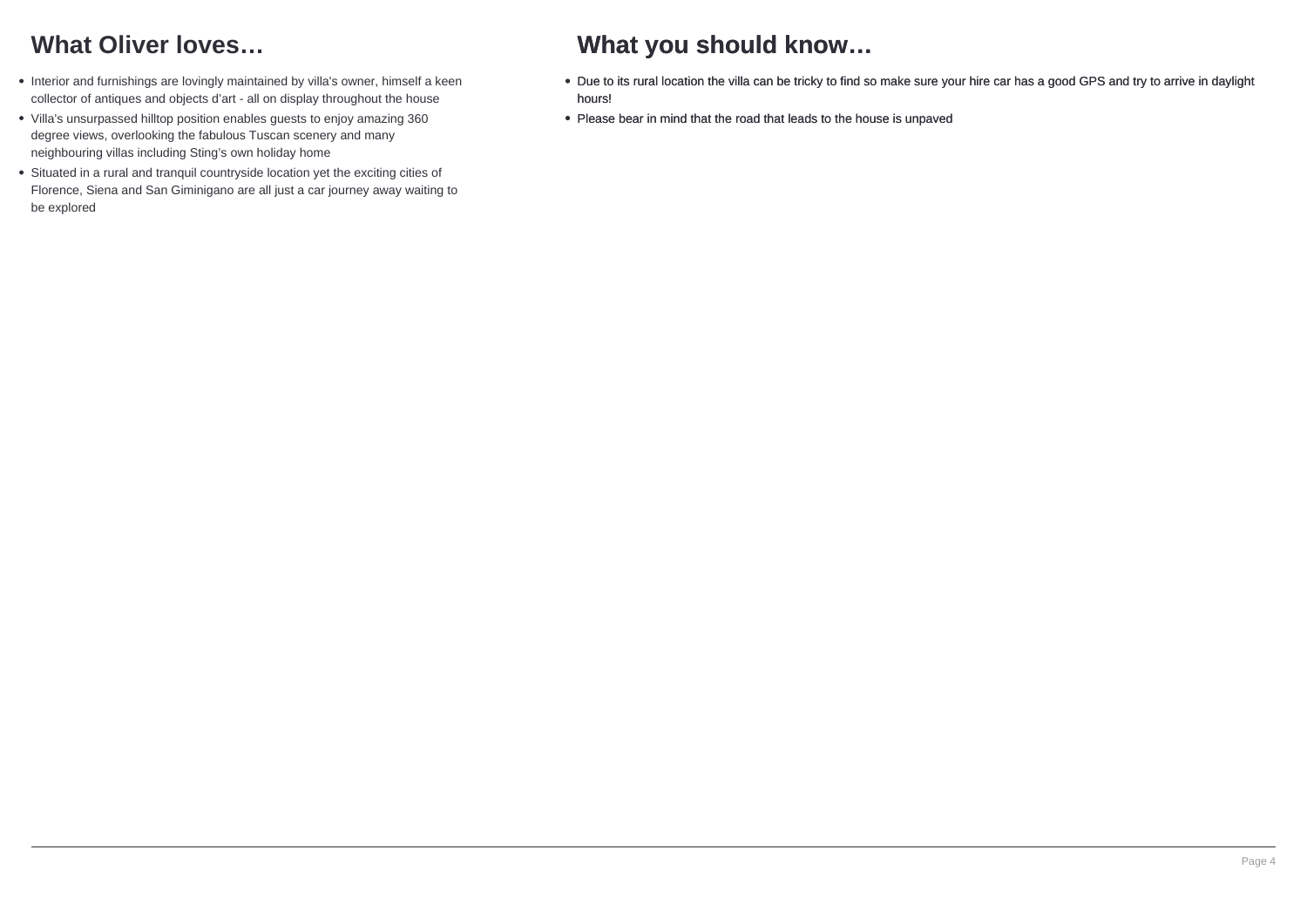## What Oliver loves…

- Interior and furnishings are lovingly maintained by villa's owner, himself a keen collector of antiques and objects d'art - all on display throughout the house
- Villa's unsurpassed hilltop position enables guests to enjoy amazing 360 degree views, overlooking the fabulous Tuscan scenery and many neighbouring villas including Sting's own holiday home
- Situated in a rural and tranquil countryside location yet the exciting cities of Florence, Siena and San Giminigano are all just a car journey away waiting to be explored

## What you should know…

- Due to its rural location the villa can be tricky to find so make sure your hire car has a good GPS and try to arrive in daylight hours!
- Please bear in mind that the road that leads to the house is unpaved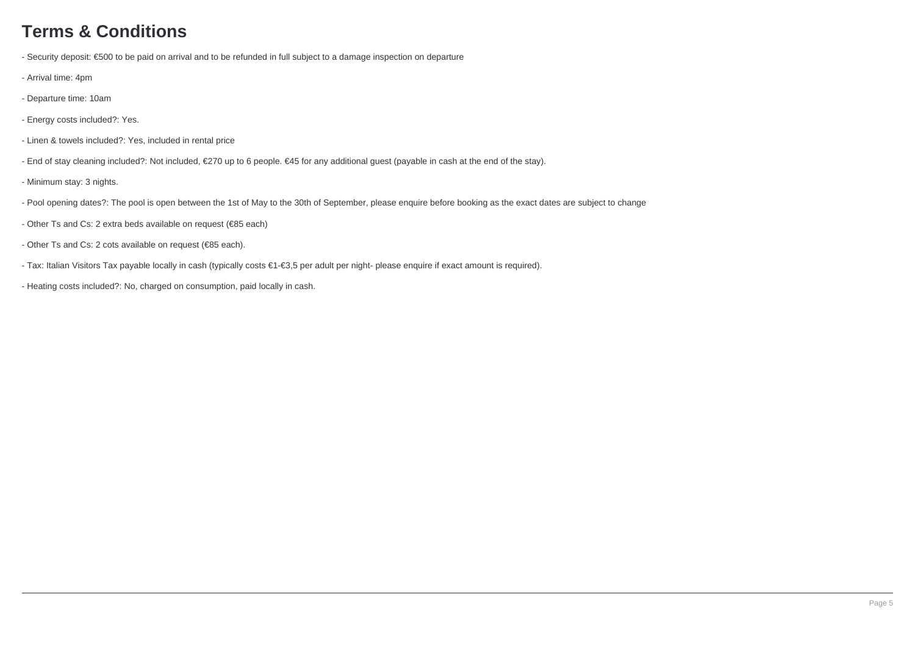# Terms & Conditions

- Security deposit: €500 to be paid on arrival and to be refunded in full subject to a damage inspection on departure
- Arrival time: 4pm
- Departure time: 10am
- Energy costs included?: Yes.
- Linen & towels included?: Yes, included in rental price
- End of stay cleaning included?: Not included, €270 up to 6 people. €45 for any additional guest (payable in cash at the end of the stay).
- Minimum stay: 3 nights.
- Pool opening dates?: The pool is open between the 1st of May to the 30th of September, please enquire before booking as the exact dates are subject to change
- Other Ts and Cs: 2 extra beds available on request (€85 each)
- Other Ts and Cs: 2 cots available on request (€85 each).
- Tax: Italian Visitors Tax payable locally in cash (typically costs €1-€3,5 per adult per night- please enquire if exact amount is required).
- Heating costs included?: No, charged on consumption, paid locally in cash.